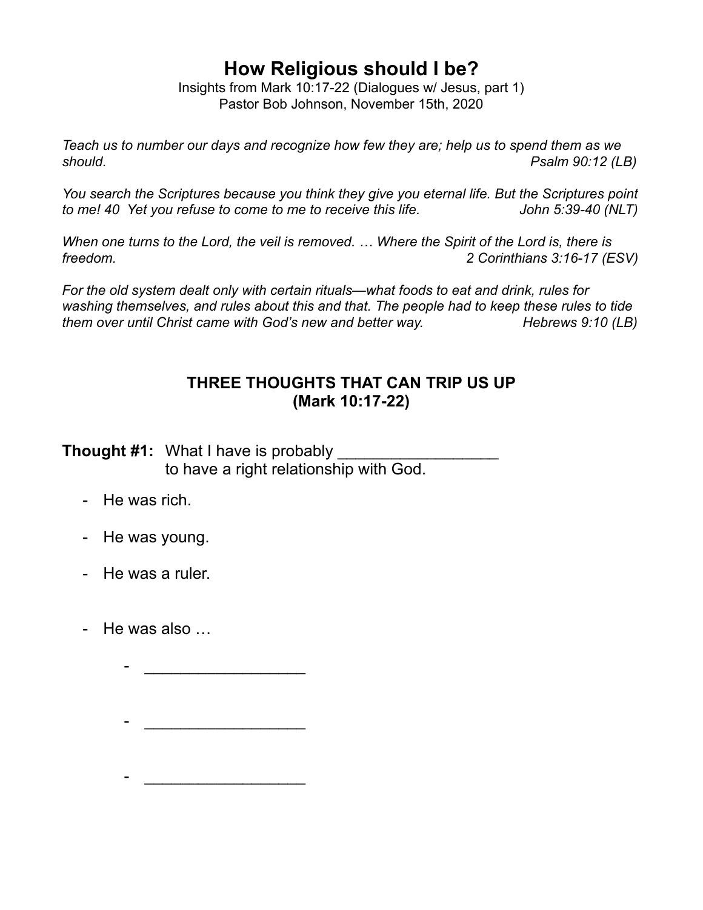# How Religious should I be?

Insights from Mark 10:17-22 (Dialogues w/ Jesus, part 1)
Pastor Bob Johnson, November 15th, 2020

*Teach us to number our days and recognize how few they are; help us to spend them as we should.* *Psalm 90:12 (LB)*

*You search the Scriptures because you think they give you eternal life. But the Scriptures point to me! 40 Yet you refuse to come to me to receive this life.* *John 5:39-40 (NLT)*

*When one turns to the Lord, the veil is removed. … Where the Spirit of the Lord is, there is freedom.* *2 Corinthians 3:16-17 (ESV)*

*For the old system dealt only with certain rituals—what foods to eat and drink, rules for washing themselves, and rules about this and that. The people had to keep these rules to tide them over until Christ came with God's new and better way.* *Hebrews 9:10 (LB)*

## THREE THOUGHTS THAT CAN TRIP US UP
## (Mark 10:17-22)

**Thought #1:** What I have is probably __________________ to have a right relationship with God.

- He was rich.
- He was young.
- He was a ruler.
- He was also …
    - __________________
    - __________________
    - __________________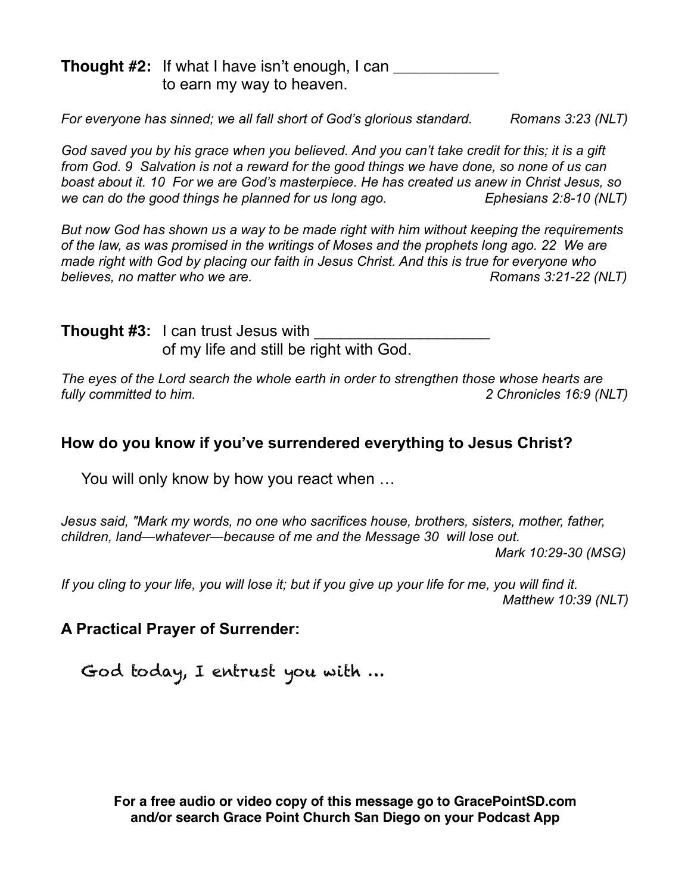**Thought #2:** If what I have isn't enough, I can ____________ to earn my way to heaven.

*For everyone has sinned; we all fall short of God's glorious standard.* *Romans 3:23 (NLT)*

*God saved you by his grace when you believed. And you can't take credit for this; it is a gift from God. 9 Salvation is not a reward for the good things we have done, so none of us can boast about it. 10 For we are God's masterpiece. He has created us anew in Christ Jesus, so we can do the good things he planned for us long ago.* *Ephesians 2:8-10 (NLT)*

*But now God has shown us a way to be made right with him without keeping the requirements of the law, as was promised in the writings of Moses and the prophets long ago. 22 We are made right with God by placing our faith in Jesus Christ. And this is true for everyone who believes, no matter who we are.* *Romans 3:21-22 (NLT)*

**Thought #3:** I can trust Jesus with ____________________ of my life and still be right with God.

*The eyes of the Lord search the whole earth in order to strengthen those whose hearts are fully committed to him.* *2 Chronicles 16:9 (NLT)*

### How do you know if you've surrendered everything to Jesus Christ?

You will only know by how you react when …

*Jesus said, "Mark my words, no one who sacrifices house, brothers, sisters, mother, father, children, land—whatever—because of me and the Message 30 will lose out.*
*Mark 10:29-30 (MSG)*

*If you cling to your life, you will lose it; but if you give up your life for me, you will find it.*
*Matthew 10:39 (NLT)*

### A Practical Prayer of Surrender:

God today, I entrust you with …

**For a free audio or video copy of this message go to GracePointSD.com and/or search Grace Point Church San Diego on your Podcast App**